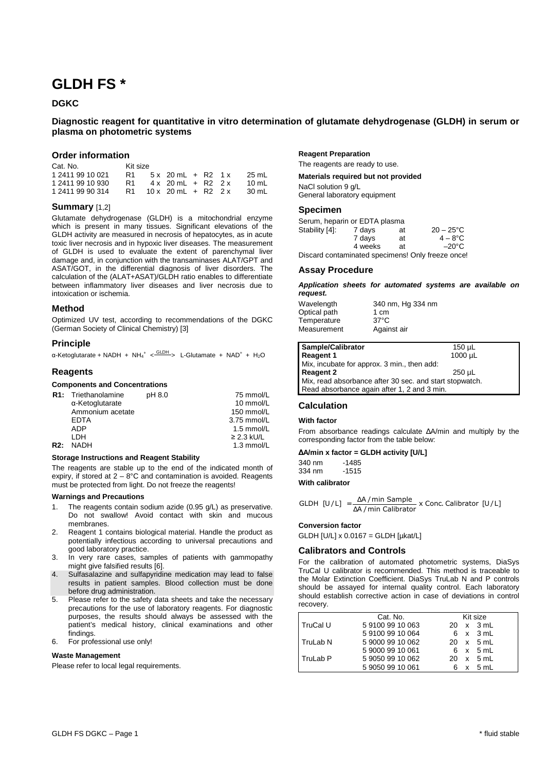# GLDH FS *

## DGKC

### Diagnostic reagent for quantitative in vitro determination of glutamate dehydrogenase (GLDH) in serum or plasma on photometric systems

## Order information

| Cat. No. | Kit size |
|---|---|
| 1 2411 99 10 021 | R1 5 x 20 mL + R2 1 x 25 mL |
| 1 2411 99 10 930 | R1 4 x 20 mL + R2 2 x 10 mL |
| 1 2411 99 90 314 | R1 10 x 20 mL + R2 2 x 30 mL |

## Summary [1,2]

Glutamate dehydrogenase (GLDH) is a mitochondrial enzyme which is present in many tissues. Significant elevations of the GLDH activity are measured in necrosis of hepatocytes, as in acute toxic liver necrosis and in hypoxic liver diseases. The measurement of GLDH is used to evaluate the extent of parenchymal liver damage and, in conjunction with the transaminases ALAT/GPT and ASAT/GOT, in the differential diagnosis of liver disorders. The calculation of the (ALAT+ASAT)/GLDH ratio enables to differentiate between inflammatory liver diseases and liver necrosis due to intoxication or ischemia.

## Method

Optimized UV test, according to recommendations of the DGKC (German Society of Clinical Chemistry) [3]

## Principle

$$\alpha\text{-Ketoglutarate} + NADH + NH_4^+ \xleftrightarrow{GLDH} \text{L-Glutamate} + NAD^+ + H_2O$$

## Reagents

### Components and Concentrations

| | | | |
|---|---|---|---|
| **R1:** | Triethanolamine | pH 8.0 | 75 mmol/L |
| | α-Ketoglutarate | | 10 mmol/L |
| | Ammonium acetate | | 150 mmol/L |
| | EDTA | | 3.75 mmol/L |
| | ADP | | 1.5 mmol/L |
| | LDH | | ≥ 2.3 kU/L |
| **R2:** | NADH | | 1.3 mmol/L |

### Storage Instructions and Reagent Stability

The reagents are stable up to the end of the indicated month of expiry, if stored at 2 – 8°C and contamination is avoided. Reagents must be protected from light. Do not freeze the reagents!

### Warnings and Precautions

1. The reagents contain sodium azide (0.95 g/L) as preservative. Do not swallow! Avoid contact with skin and mucous membranes.
2. Reagent 1 contains biological material. Handle the product as potentially infectious according to universal precautions and good laboratory practice.
3. In very rare cases, samples of patients with gammopathy might give falsified results [6].
4. Sulfasalazine and sulfapyridine medication may lead to false results in patient samples. Blood collection must be done before drug administration.
5. Please refer to the safety data sheets and take the necessary precautions for the use of laboratory reagents. For diagnostic purposes, the results should always be assessed with the patient's medical history, clinical examinations and other findings.
6. For professional use only!

### Waste Management

Please refer to local legal requirements.

### Reagent Preparation

The reagents are ready to use.

### Materials required but not provided

NaCl solution 9 g/L
General laboratory equipment

## Specimen

Serum, heparin or EDTA plasma

| | | | |
|---|---|---|---|
| Stability [4]: | 7 days | at | 20 – 25°C |
| | 7 days | at | 4 – 8°C |
| | 4 weeks | at | –20°C |

Discard contaminated specimens! Only freeze once!

## Assay Procedure

***Application sheets for automated systems are available on request.***

| | |
|---|---|
| Wavelength | 340 nm, Hg 334 nm |
| Optical path | 1 cm |
| Temperature | 37°C |
| Measurement | Against air |

| Sample/Calibrator | 150 µL |
|---|---|
| **Reagent 1** | 1000 µL |
| Mix, incubate for approx. 3 min., then add: | |
| **Reagent 2** | 250 µL |
| Mix, read absorbance after 30 sec. and start stopwatch. | |
| Read absorbance again after 1, 2 and 3 min. | |

## Calculation

### With factor

From absorbance readings calculate ΔA/min and multiply by the corresponding factor from the table below:

**ΔA/min x factor = GLDH activity [U/L]**

| | |
|---|---|
| 340 nm | -1485 |
| 334 nm | -1515 |

### With calibrator

$$\text{GLDH [U/L]} = \frac{\Delta A/\text{min Sample}}{\Delta A/\text{min Calibrator}} \times \text{Conc. Calibrator [U/L]}$$

### Conversion factor

GLDH [U/L] x 0.0167 = GLDH [µkat/L]

## Calibrators and Controls

For the calibration of automated photometric systems, DiaSys TruCal U calibrator is recommended. This method is traceable to the Molar Extinction Coefficient. DiaSys TruLab N and P controls should be assayed for internal quality control. Each laboratory should establish corrective action in case of deviations in control recovery.

| | Cat. No. | Kit size |
|---|---|---|
| TruCal U | 5 9100 99 10 063 | 20 x 3 mL |
| | 5 9100 99 10 064 | 6 x 3 mL |
| TruLab N | 5 9000 99 10 062 | 20 x 5 mL |
| | 5 9000 99 10 061 | 6 x 5 mL |
| TruLab P | 5 9050 99 10 062 | 20 x 5 mL |
| | 5 9050 99 10 061 | 6 x 5 mL |

\* fluid stable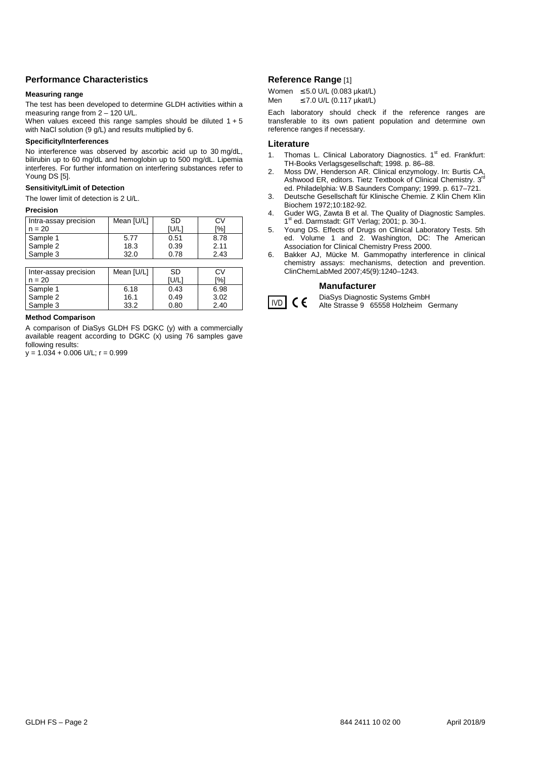## Performance Characteristics

### Measuring range

The test has been developed to determine GLDH activities within a measuring range from 2 – 120 U/L.

When values exceed this range samples should be diluted 1 + 5 with NaCl solution (9 g/L) and results multiplied by 6.

### Specificity/Interferences

No interference was observed by ascorbic acid up to 30 mg/dL, bilirubin up to 60 mg/dL and hemoglobin up to 500 mg/dL. Lipemia interferes. For further information on interfering substances refer to Young DS [5].

### Sensitivity/Limit of Detection

The lower limit of detection is 2 U/L.

### Precision

| Intra-assay precision n = 20 | Mean [U/L] | SD [U/L] | CV [%] |
|---|---|---|---|
| Sample 1 | 5.77 | 0.51 | 8.78 |
| Sample 2 | 18.3 | 0.39 | 2.11 |
| Sample 3 | 32.0 | 0.78 | 2.43 |

| Inter-assay precision n = 20 | Mean [U/L] | SD [U/L] | CV [%] |
|---|---|---|---|
| Sample 1 | 6.18 | 0.43 | 6.98 |
| Sample 2 | 16.1 | 0.49 | 3.02 |
| Sample 3 | 33.2 | 0.80 | 2.40 |

### Method Comparison

A comparison of DiaSys GLDH FS DGKC (y) with a commercially available reagent according to DGKC (x) using 76 samples gave following results:

y = 1.034 + 0.006 U/L; r = 0.999

## Reference Range [1]

Women ≤ 5.0 U/L (0.083 µkat/L)
Men ≤ 7.0 U/L (0.117 µkat/L)

Each laboratory should check if the reference ranges are transferable to its own patient population and determine own reference ranges if necessary.

## Literature

1. Thomas L. Clinical Laboratory Diagnostics. 1st ed. Frankfurt: TH-Books Verlagsgesellschaft; 1998. p. 86–88.
2. Moss DW, Henderson AR. Clinical enzymology. In: Burtis CA, Ashwood ER, editors. Tietz Textbook of Clinical Chemistry. 3rd ed. Philadelphia: W.B Saunders Company; 1999. p. 617–721.
3. Deutsche Gesellschaft für Klinische Chemie. Z Klin Chem Klin Biochem 1972;10:182-92.
4. Guder WG, Zawta B et al. The Quality of Diagnostic Samples. 1st ed. Darmstadt: GIT Verlag; 2001; p. 30-1.
5. Young DS. Effects of Drugs on Clinical Laboratory Tests. 5th ed. Volume 1 and 2. Washington, DC: The American Association for Clinical Chemistry Press 2000.
6. Bakker AJ, Mücke M. Gammopathy interference in clinical chemistry assays: mechanisms, detection and prevention. ClinChemLabMed 2007;45(9):1240–1243.

## Manufacturer

IVD CE

DiaSys Diagnostic Systems GmbH
Alte Strasse 9 65558 Holzheim Germany

GLDH FS – Page 2 844 2411 10 02 00 April 2018/9